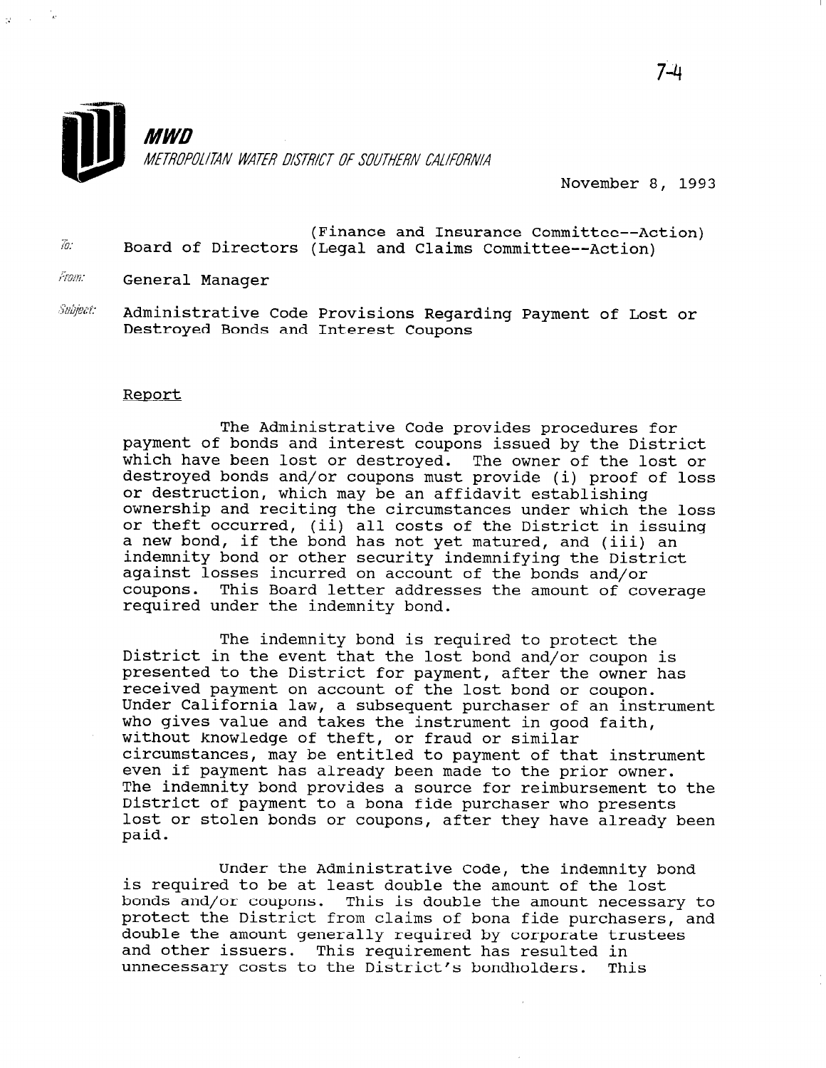**MWD**

*METROPOLITAN WATER DISTRICT OF SOUTHERN CALIFORNIA*

November 8, 1993

To: Board of Directors (Finance and Insurance Committee--Action) (Legal and Claims Committee--Action)

From: General Manager

Subject: Administrative Code Provisions Regarding Payment of Lost or Destroyed Bonds and Interest Coupons

## Report

The Administrative Code provides procedures for payment of bonds and interest coupons issued by the District which have been lost or destroyed. The owner of the lost or destroyed bonds and/or coupons must provide (i) proof of loss or destruction, which may be an affidavit establishing ownership and reciting the circumstances under which the loss or theft occurred, (ii) all costs of the District in issuing a new bond, if the bond has not yet matured, and (iii) an indemnity bond or other security indemnifying the District against losses incurred on account of the bonds and/or coupons. This Board letter addresses the amount of coverage required under the indemnity bond.

The indemnity bond is required to protect the District in the event that the lost bond and/or coupon is presented to the District for payment, after the owner has received payment on account of the lost bond or coupon. Under California law, a subsequent purchaser of an instrument who gives value and takes the instrument in good faith, without knowledge of theft, or fraud or similar circumstances, may be entitled to payment of that instrument even if payment has already been made to the prior owner. The indemnity bond provides a source for reimbursement to the District of payment to a bona fide purchaser who presents lost or stolen bonds or coupons, after they have already been paid.

Under the Administrative Code, the indemnity bond is required to be at least double the amount of the lost bonds and/or coupons. This is double the amount necessary to protect the District from claims of bona fide purchasers, and double the amount generally required by corporate trustees and other issuers. This requirement has resulted in unnecessary costs to the District's bondholders. This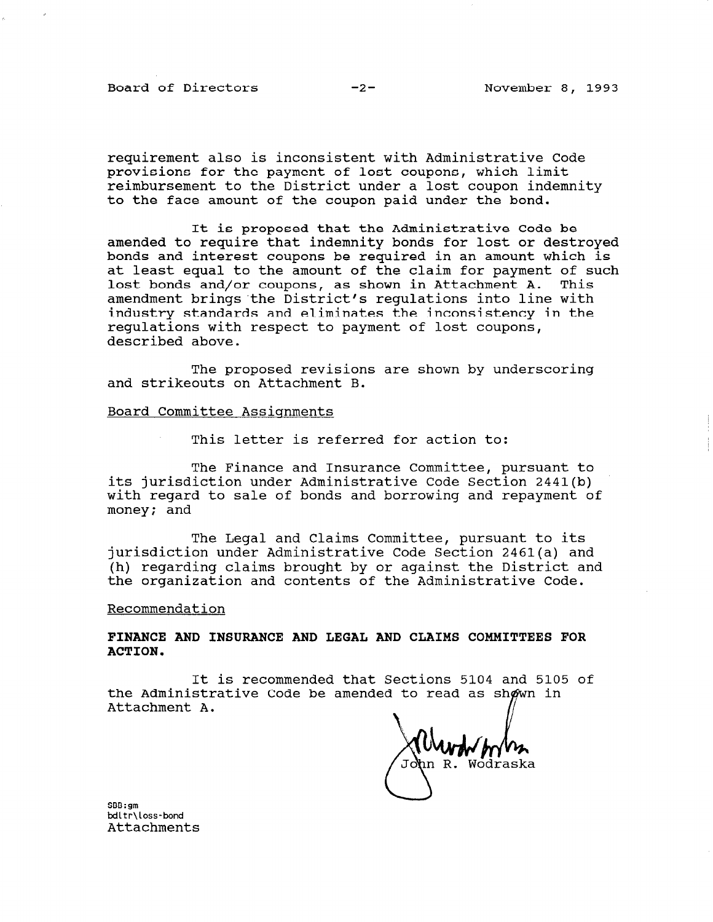requirement also is inconsistent with Administrative Code provisions for the payment of lost coupons, which limit reimbursement to the District under a lost coupon indemnity to the face amount of the coupon paid under the bond.

It is proposed that the Administrative Code be amended to require that indemnity bonds for lost or destroyed bonds and interest coupons be required in an amount which is at least equal to the amount of the claim for payment of such lost bonds and/or coupons, as shown in Attachment A. This amendment brings the District's regulations into line with industry standards and eliminates the inconsistency in the regulations with respect to payment of lost coupons, described above.

The proposed revisions are shown by underscoring and strikeouts on Attachment B.

## Board Committee Assignments

This letter is referred for action to:

The Finance and Insurance Committee, pursuant to its jurisdiction under Administrative Code Section 2441(b) with regard to sale of bonds and borrowing and repayment of money; and

The Legal and Claims Committee, pursuant to its jurisdiction under Administrative Code Section 2461(a) and (h) regarding claims brought by or against the District and the organization and contents of the Administrative Code.

## Recommendation

**FINANCE AND INSURANCE AND LEGAL AND CLAIMS COMMITTEES FOR ACTION.**

It is recommended that Sections 5104 and 5105 of the Administrative Code be amended to read as shown in Attachment A.

John R. Wodraska

SBB:gm
bdltr\loss-bond
Attachments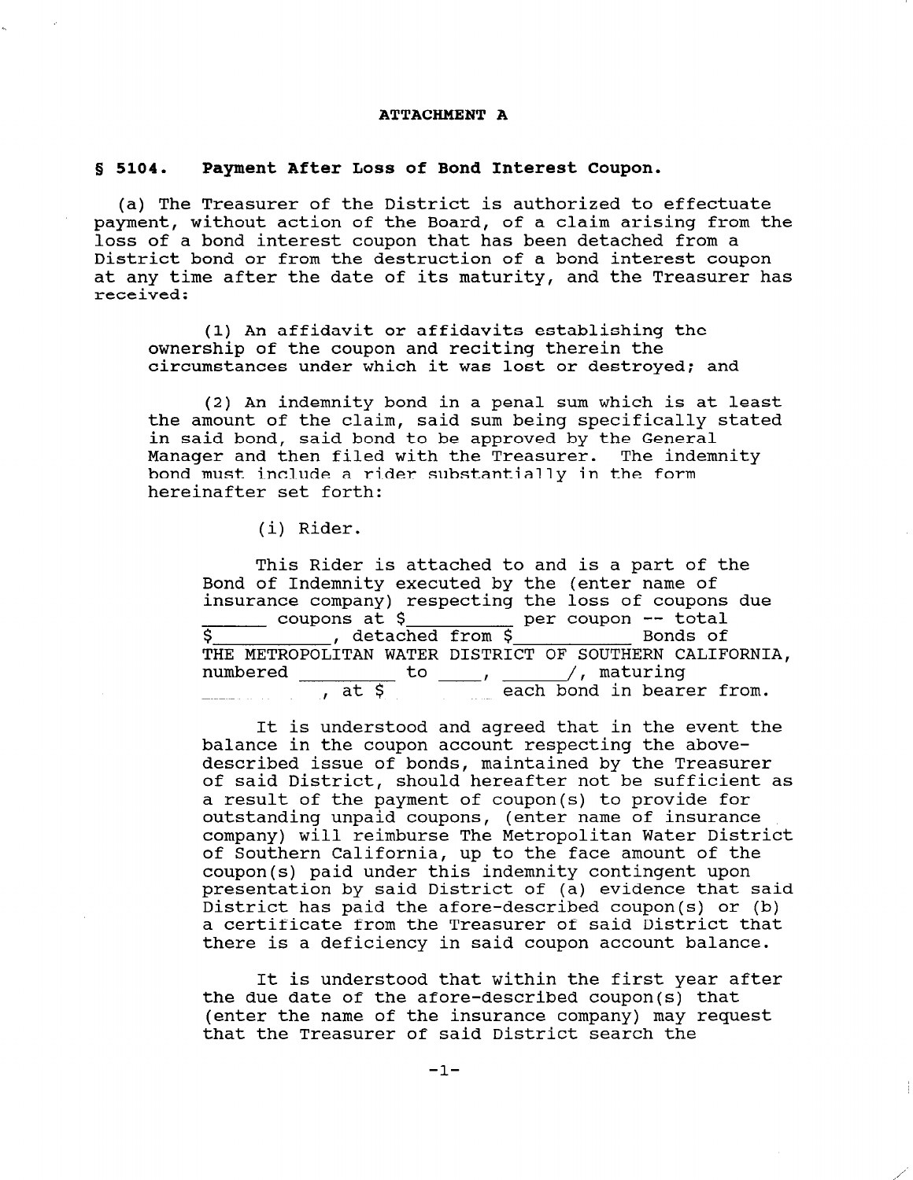**ATTACHMENT A**

**§ 5104. Payment After Loss of Bond Interest Coupon.**

(a) The Treasurer of the District is authorized to effectuate payment, without action of the Board, of a claim arising from the loss of a bond interest coupon that has been detached from a District bond or from the destruction of a bond interest coupon at any time after the date of its maturity, and the Treasurer has received:

(1) An affidavit or affidavits establishing the ownership of the coupon and reciting therein the circumstances under which it was lost or destroyed; and

(2) An indemnity bond in a penal sum which is at least the amount of the claim, said sum being specifically stated in said bond, said bond to be approved by the General Manager and then filed with the Treasurer. The indemnity bond must include a rider substantially in the form hereinafter set forth:

(i) Rider.

This Rider is attached to and is a part of the Bond of Indemnity executed by the (enter name of insurance company) respecting the loss of coupons due ______ coupons at $__________ per coupon -- total $____________, detached from $___________ Bonds of THE METROPOLITAN WATER DISTRICT OF SOUTHERN CALIFORNIA, numbered __________ to _____, ______/, maturing __________, at $__________ each bond in bearer from.

It is understood and agreed that in the event the balance in the coupon account respecting the above-described issue of bonds, maintained by the Treasurer of said District, should hereafter not be sufficient as a result of the payment of coupon(s) to provide for outstanding unpaid coupons, (enter name of insurance company) will reimburse The Metropolitan Water District of Southern California, up to the face amount of the coupon(s) paid under this indemnity contingent upon presentation by said District of (a) evidence that said District has paid the afore-described coupon(s) or (b) a certificate from the Treasurer of said District that there is a deficiency in said coupon account balance.

It is understood that within the first year after the due date of the afore-described coupon(s) that (enter the name of the insurance company) may request that the Treasurer of said District search the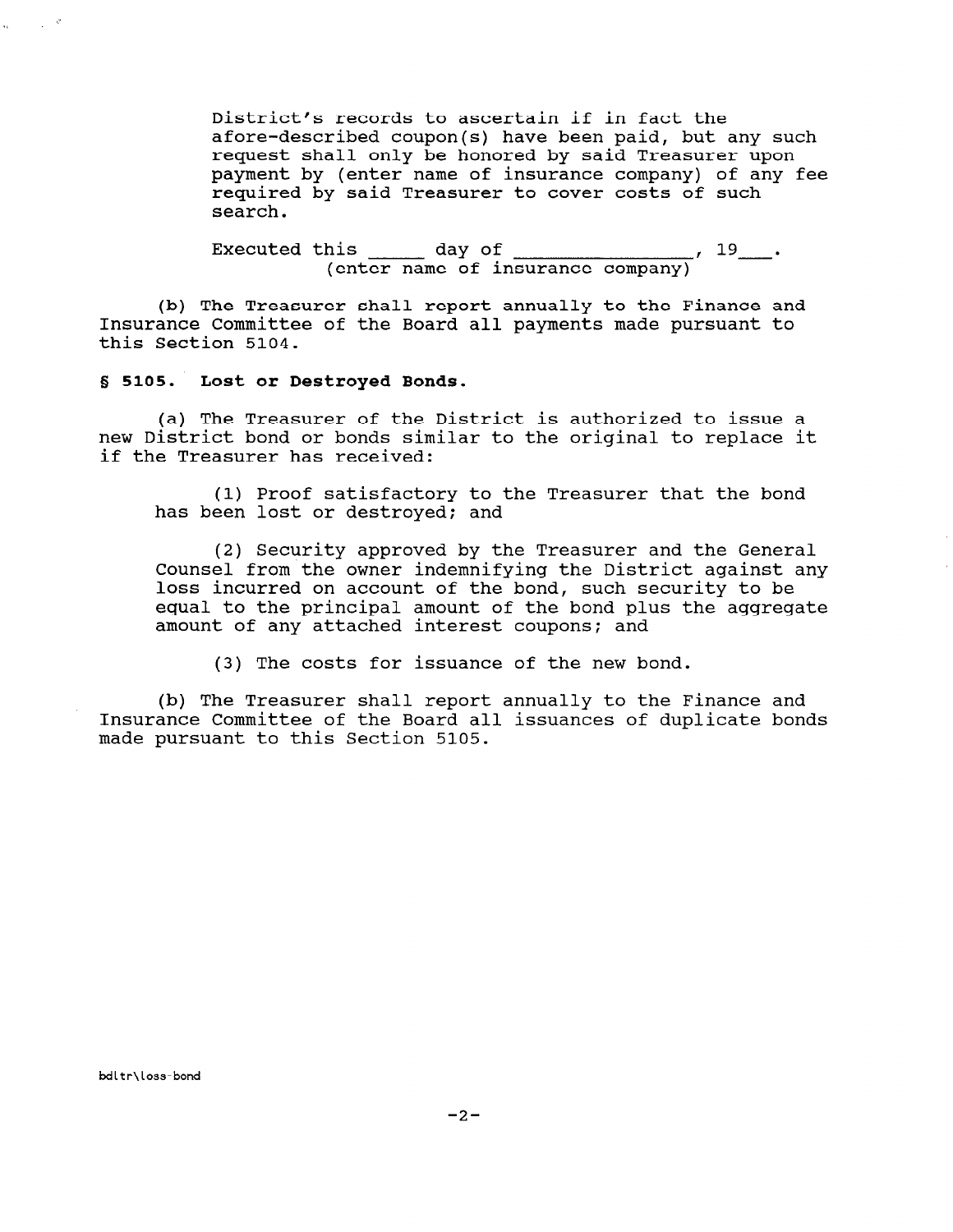District's records to ascertain if in fact the afore-described coupon(s) have been paid, but any such request shall only be honored by said Treasurer upon payment by (enter name of insurance company) of any fee required by said Treasurer to cover costs of such search.

Executed this _____ day of _______________, 19___.
(enter name of insurance company)

(b) The Treasurer shall report annually to the Finance and Insurance Committee of the Board all payments made pursuant to this Section 5104.

**§ 5105. Lost or Destroyed Bonds.**

(a) The Treasurer of the District is authorized to issue a new District bond or bonds similar to the original to replace it if the Treasurer has received:

(1) Proof satisfactory to the Treasurer that the bond has been lost or destroyed; and

(2) Security approved by the Treasurer and the General Counsel from the owner indemnifying the District against any loss incurred on account of the bond, such security to be equal to the principal amount of the bond plus the aggregate amount of any attached interest coupons; and

(3) The costs for issuance of the new bond.

(b) The Treasurer shall report annually to the Finance and Insurance Committee of the Board all issuances of duplicate bonds made pursuant to this Section 5105.

bdltr\loss-bond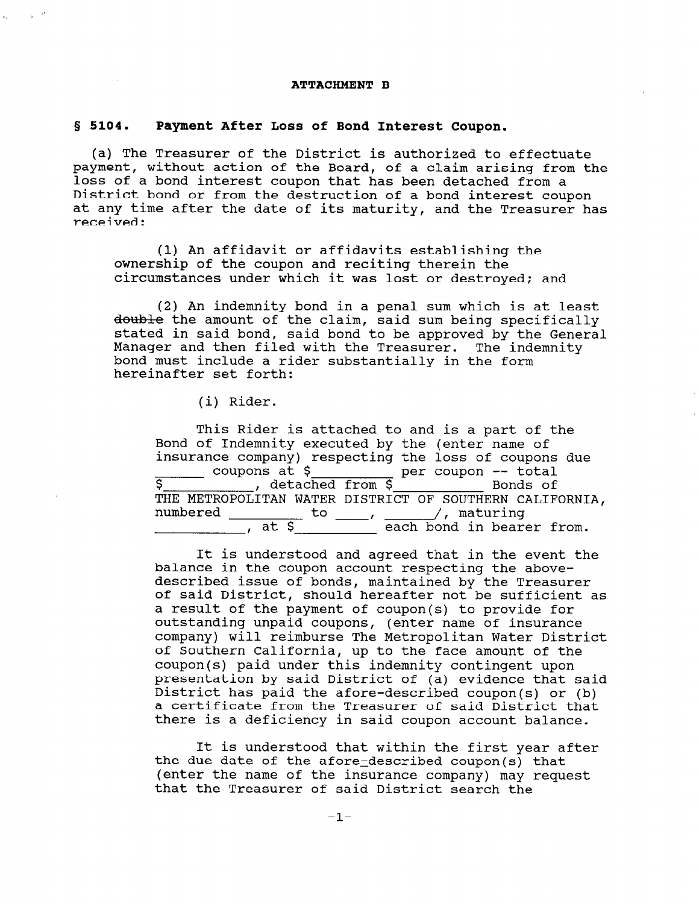**ATTACHMENT B**

## § 5104. Payment After Loss of Bond Interest Coupon.

(a) The Treasurer of the District is authorized to effectuate payment, without action of the Board, of a claim arising from the loss of a bond interest coupon that has been detached from a District bond or from the destruction of a bond interest coupon at any time after the date of its maturity, and the Treasurer has received:

(1) An affidavit or affidavits establishing the ownership of the coupon and reciting therein the circumstances under which it was lost or destroyed; and

(2) An indemnity bond in a penal sum which is at least ~~double~~ the amount of the claim, said sum being specifically stated in said bond, said bond to be approved by the General Manager and then filed with the Treasurer. The indemnity bond must include a rider substantially in the form hereinafter set forth:

(i) Rider.

This Rider is attached to and is a part of the Bond of Indemnity executed by the (enter name of insurance company) respecting the loss of coupons due ______ coupons at $__________ per coupon -- total $____________, detached from $___________ Bonds of THE METROPOLITAN WATER DISTRICT OF SOUTHERN CALIFORNIA, numbered _________ to _____, ______/, maturing ___________, at $__________ each bond in bearer from.

It is understood and agreed that in the event the balance in the coupon account respecting the above-described issue of bonds, maintained by the Treasurer of said District, should hereafter not be sufficient as a result of the payment of coupon(s) to provide for outstanding unpaid coupons, (enter name of insurance company) will reimburse The Metropolitan Water District of Southern California, up to the face amount of the coupon(s) paid under this indemnity contingent upon presentation by said District of (a) evidence that said District has paid the afore-described coupon(s) or (b) a certificate from the Treasurer of said District that there is a deficiency in said coupon account balance.

It is understood that within the first year after the due date of the afore-described coupon(s) that (enter the name of the insurance company) may request that the Treasurer of said District search the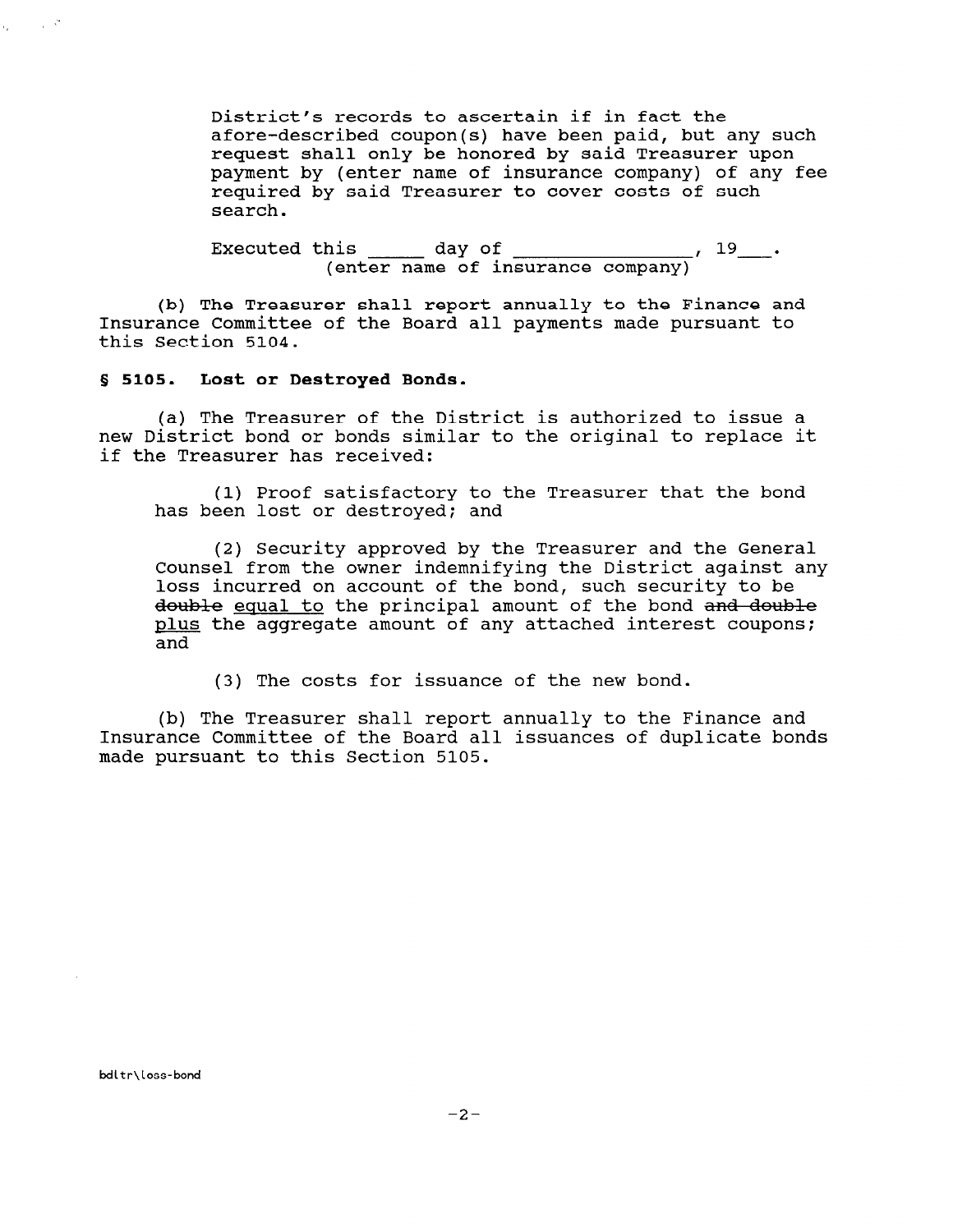District's records to ascertain if in fact the afore-described coupon(s) have been paid, but any such request shall only be honored by said Treasurer upon payment by (enter name of insurance company) of any fee required by said Treasurer to cover costs of such search.

Executed this _____ day of _______________, 19___.
(enter name of insurance company)

(b) The Treasurer shall report annually to the Finance and Insurance Committee of the Board all payments made pursuant to this Section 5104.

**§ 5105. Lost or Destroyed Bonds.**

(a) The Treasurer of the District is authorized to issue a new District bond or bonds similar to the original to replace it if the Treasurer has received:

(1) Proof satisfactory to the Treasurer that the bond has been lost or destroyed; and

(2) Security approved by the Treasurer and the General Counsel from the owner indemnifying the District against any loss incurred on account of the bond, such security to be ~~double~~ <u>equal to</u> the principal amount of the bond ~~and double~~ <u>plus</u> the aggregate amount of any attached interest coupons; and

(3) The costs for issuance of the new bond.

(b) The Treasurer shall report annually to the Finance and Insurance Committee of the Board all issuances of duplicate bonds made pursuant to this Section 5105.

bdltr\loss-bond